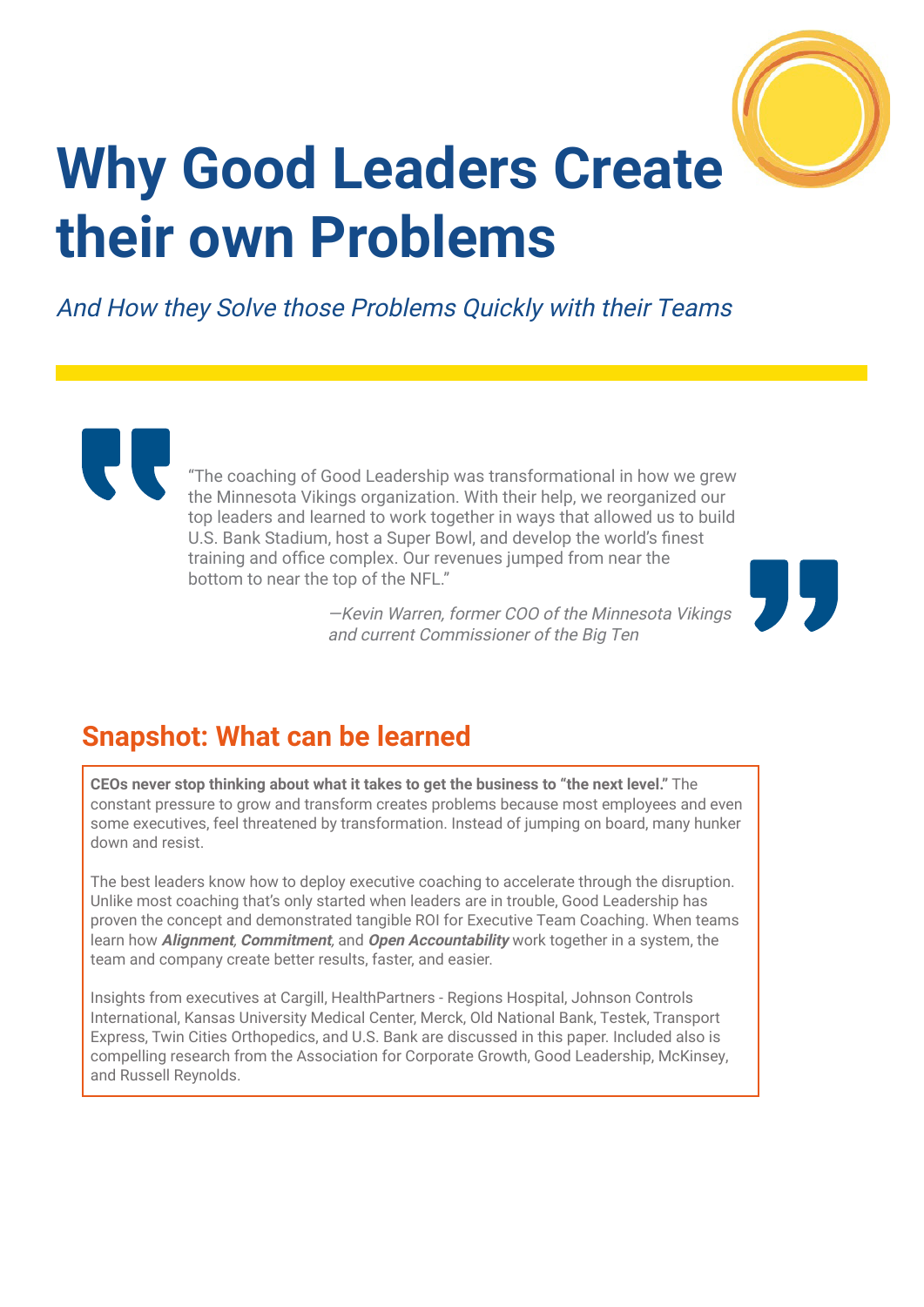# Why Good Leaders Create their own Problems

*And How they Solve those Problems Quickly with their Teams*

> "The coaching of Good Leadership was transformational in how we grew the Minnesota Vikings organization. With their help, we reorganized our top leaders and learned to work together in ways that allowed us to build U.S. Bank Stadium, host a Super Bowl, and develop the world's finest training and office complex. Our revenues jumped from near the bottom to near the top of the NFL."
>
> *—Kevin Warren, former COO of the Minnesota Vikings and current Commissioner of the Big Ten*

## Snapshot: What can be learned

**CEOs never stop thinking about what it takes to get the business to "the next level."** The constant pressure to grow and transform creates problems because most employees and even some executives, feel threatened by transformation. Instead of jumping on board, many hunker down and resist.

The best leaders know how to deploy executive coaching to accelerate through the disruption. Unlike most coaching that's only started when leaders are in trouble, Good Leadership has proven the concept and demonstrated tangible ROI for Executive Team Coaching. When teams learn how ***Alignment***, ***Commitment***, and ***Open Accountability*** work together in a system, the team and company create better results, faster, and easier.

Insights from executives at Cargill, HealthPartners - Regions Hospital, Johnson Controls International, Kansas University Medical Center, Merck, Old National Bank, Testek, Transport Express, Twin Cities Orthopedics, and U.S. Bank are discussed in this paper. Included also is compelling research from the Association for Corporate Growth, Good Leadership, McKinsey, and Russell Reynolds.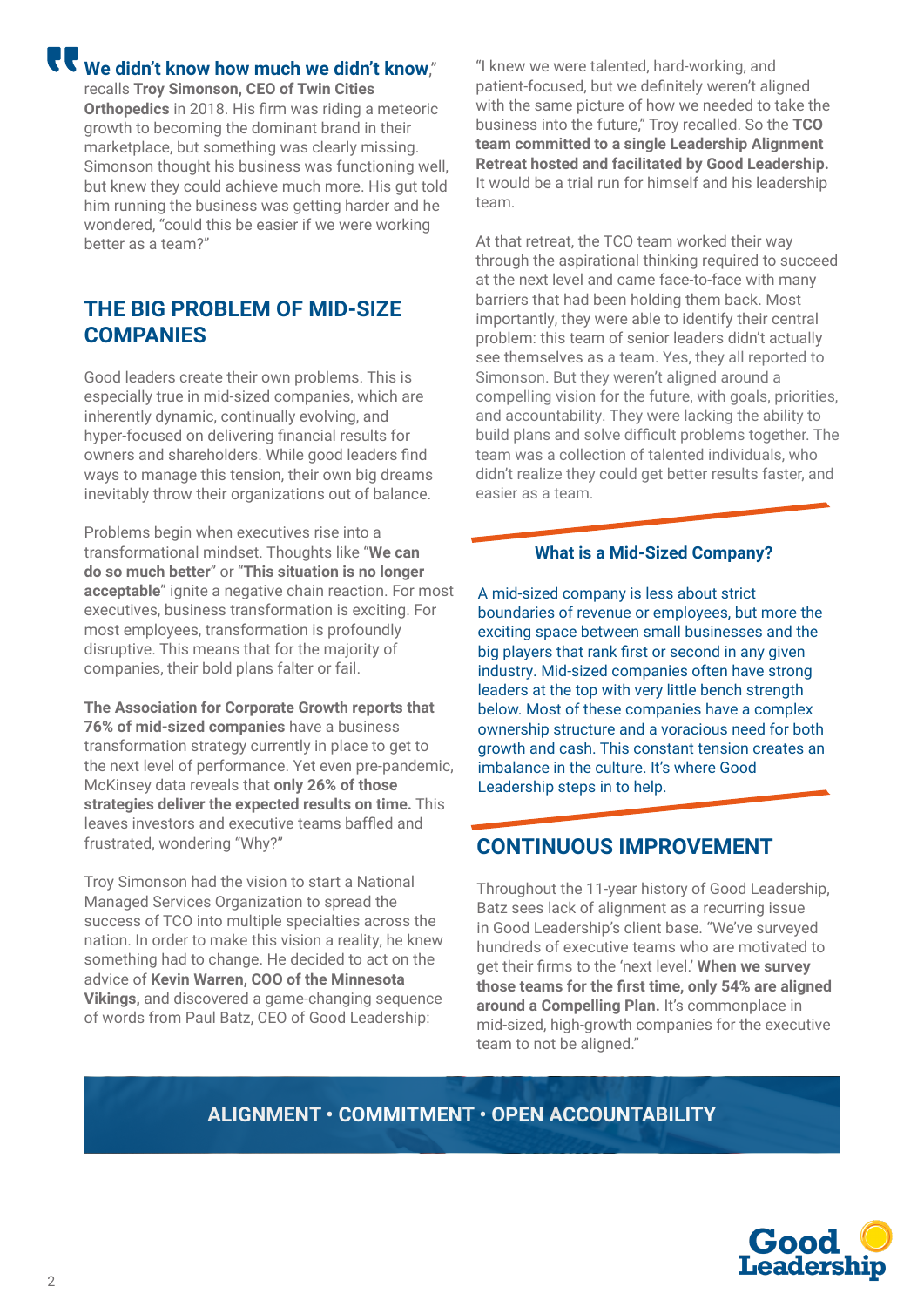**"We didn't know how much we didn't know,"** recalls **Troy Simonson, CEO of Twin Cities Orthopedics** in 2018. His firm was riding a meteoric growth to becoming the dominant brand in their marketplace, but something was clearly missing. Simonson thought his business was functioning well, but knew they could achieve much more. His gut told him running the business was getting harder and he wondered, "could this be easier if we were working better as a team?"

## THE BIG PROBLEM OF MID-SIZE COMPANIES

Good leaders create their own problems. This is especially true in mid-sized companies, which are inherently dynamic, continually evolving, and hyper-focused on delivering financial results for owners and shareholders. While good leaders find ways to manage this tension, their own big dreams inevitably throw their organizations out of balance.

Problems begin when executives rise into a transformational mindset. Thoughts like "**We can do so much better**" or "**This situation is no longer acceptable**" ignite a negative chain reaction. For most executives, business transformation is exciting. For most employees, transformation is profoundly disruptive. This means that for the majority of companies, their bold plans falter or fail.

**The Association for Corporate Growth reports that 76% of mid-sized companies** have a business transformation strategy currently in place to get to the next level of performance. Yet even pre-pandemic, McKinsey data reveals that **only 26% of those strategies deliver the expected results on time.** This leaves investors and executive teams baffled and frustrated, wondering "Why?"

Troy Simonson had the vision to start a National Managed Services Organization to spread the success of TCO into multiple specialties across the nation. In order to make this vision a reality, he knew something had to change. He decided to act on the advice of **Kevin Warren, COO of the Minnesota Vikings,** and discovered a game-changing sequence of words from Paul Batz, CEO of Good Leadership:

"I knew we were talented, hard-working, and patient-focused, but we definitely weren't aligned with the same picture of how we needed to take the business into the future," Troy recalled. So the **TCO team committed to a single Leadership Alignment Retreat hosted and facilitated by Good Leadership.** It would be a trial run for himself and his leadership team.

At that retreat, the TCO team worked their way through the aspirational thinking required to succeed at the next level and came face-to-face with many barriers that had been holding them back. Most importantly, they were able to identify their central problem: this team of senior leaders didn't actually see themselves as a team. Yes, they all reported to Simonson. But they weren't aligned around a compelling vision for the future, with goals, priorities, and accountability. They were lacking the ability to build plans and solve difficult problems together. The team was a collection of talented individuals, who didn't realize they could get better results faster, and easier as a team.

### What is a Mid-Sized Company?

A mid-sized company is less about strict boundaries of revenue or employees, but more the exciting space between small businesses and the big players that rank first or second in any given industry. Mid-sized companies often have strong leaders at the top with very little bench strength below. Most of these companies have a complex ownership structure and a voracious need for both growth and cash. This constant tension creates an imbalance in the culture. It's where Good Leadership steps in to help.

## CONTINUOUS IMPROVEMENT

Throughout the 11-year history of Good Leadership, Batz sees lack of alignment as a recurring issue in Good Leadership's client base. "We've surveyed hundreds of executive teams who are motivated to get their firms to the 'next level.' **When we survey those teams for the first time, only 54% are aligned around a Compelling Plan.** It's commonplace in mid-sized, high-growth companies for the executive team to not be aligned."

**ALIGNMENT • COMMITMENT • OPEN ACCOUNTABILITY**

Good Leadership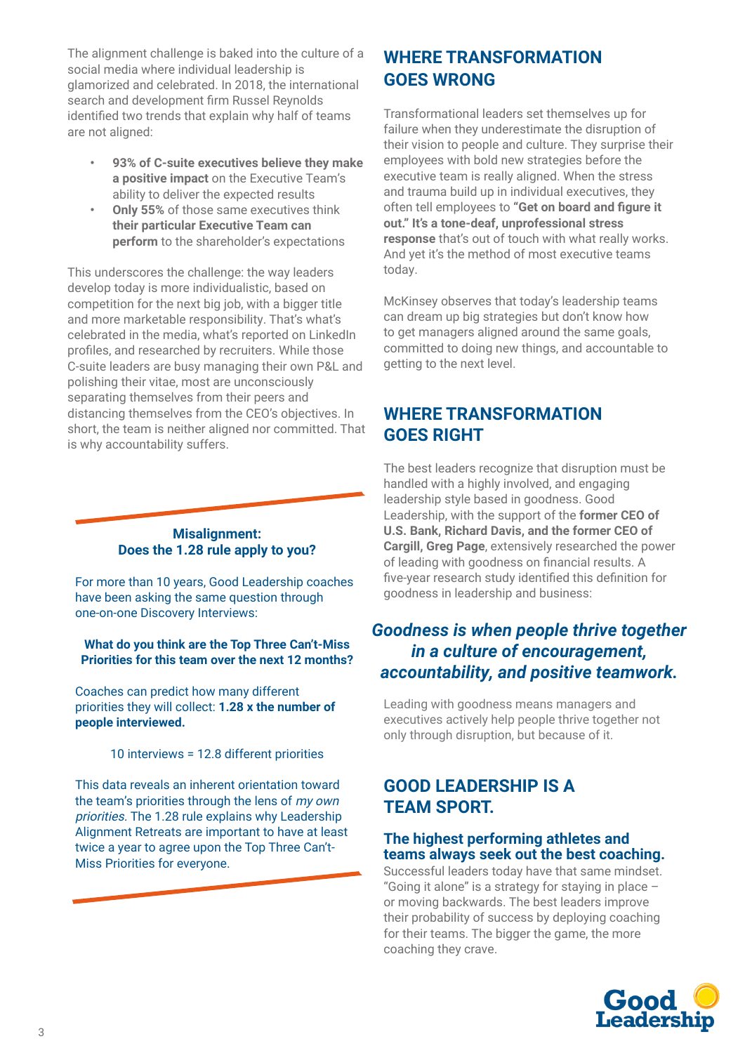The alignment challenge is baked into the culture of a social media where individual leadership is glamorized and celebrated. In 2018, the international search and development firm Russel Reynolds identified two trends that explain why half of teams are not aligned:

- **93% of C-suite executives believe they make a positive impact** on the Executive Team's ability to deliver the expected results
- **Only 55%** of those same executives think **their particular Executive Team can perform** to the shareholder's expectations

This underscores the challenge: the way leaders develop today is more individualistic, based on competition for the next big job, with a bigger title and more marketable responsibility. That's what's celebrated in the media, what's reported on LinkedIn profiles, and researched by recruiters. While those C-suite leaders are busy managing their own P&L and polishing their vitae, most are unconsciously separating themselves from their peers and distancing themselves from the CEO's objectives. In short, the team is neither aligned nor committed. That is why accountability suffers.

**Misalignment:**
**Does the 1.28 rule apply to you?**

For more than 10 years, Good Leadership coaches have been asking the same question through one-on-one Discovery Interviews:

**What do you think are the Top Three Can't-Miss Priorities for this team over the next 12 months?**

Coaches can predict how many different priorities they will collect: **1.28 x the number of people interviewed.**

10 interviews = 12.8 different priorities

This data reveals an inherent orientation toward the team's priorities through the lens of *my own priorities.* The 1.28 rule explains why Leadership Alignment Retreats are important to have at least twice a year to agree upon the Top Three Can't-Miss Priorities for everyone.

## WHERE TRANSFORMATION GOES WRONG

Transformational leaders set themselves up for failure when they underestimate the disruption of their vision to people and culture. They surprise their employees with bold new strategies before the executive team is really aligned. When the stress and trauma build up in individual executives, they often tell employees to **"Get on board and figure it out." It's a tone-deaf, unprofessional stress response** that's out of touch with what really works. And yet it's the method of most executive teams today.

McKinsey observes that today's leadership teams can dream up big strategies but don't know how to get managers aligned around the same goals, committed to doing new things, and accountable to getting to the next level.

## WHERE TRANSFORMATION GOES RIGHT

The best leaders recognize that disruption must be handled with a highly involved, and engaging leadership style based in goodness. Good Leadership, with the support of the **former CEO of U.S. Bank, Richard Davis, and the former CEO of Cargill, Greg Page**, extensively researched the power of leading with goodness on financial results. A five-year research study identified this definition for goodness in leadership and business:

***Goodness is when people thrive together in a culture of encouragement, accountability, and positive teamwork.***

Leading with goodness means managers and executives actively help people thrive together not only through disruption, but because of it.

## GOOD LEADERSHIP IS A TEAM SPORT.

### The highest performing athletes and teams always seek out the best coaching.

Successful leaders today have that same mindset. "Going it alone" is a strategy for staying in place – or moving backwards. The best leaders improve their probability of success by deploying coaching for their teams. The bigger the game, the more coaching they crave.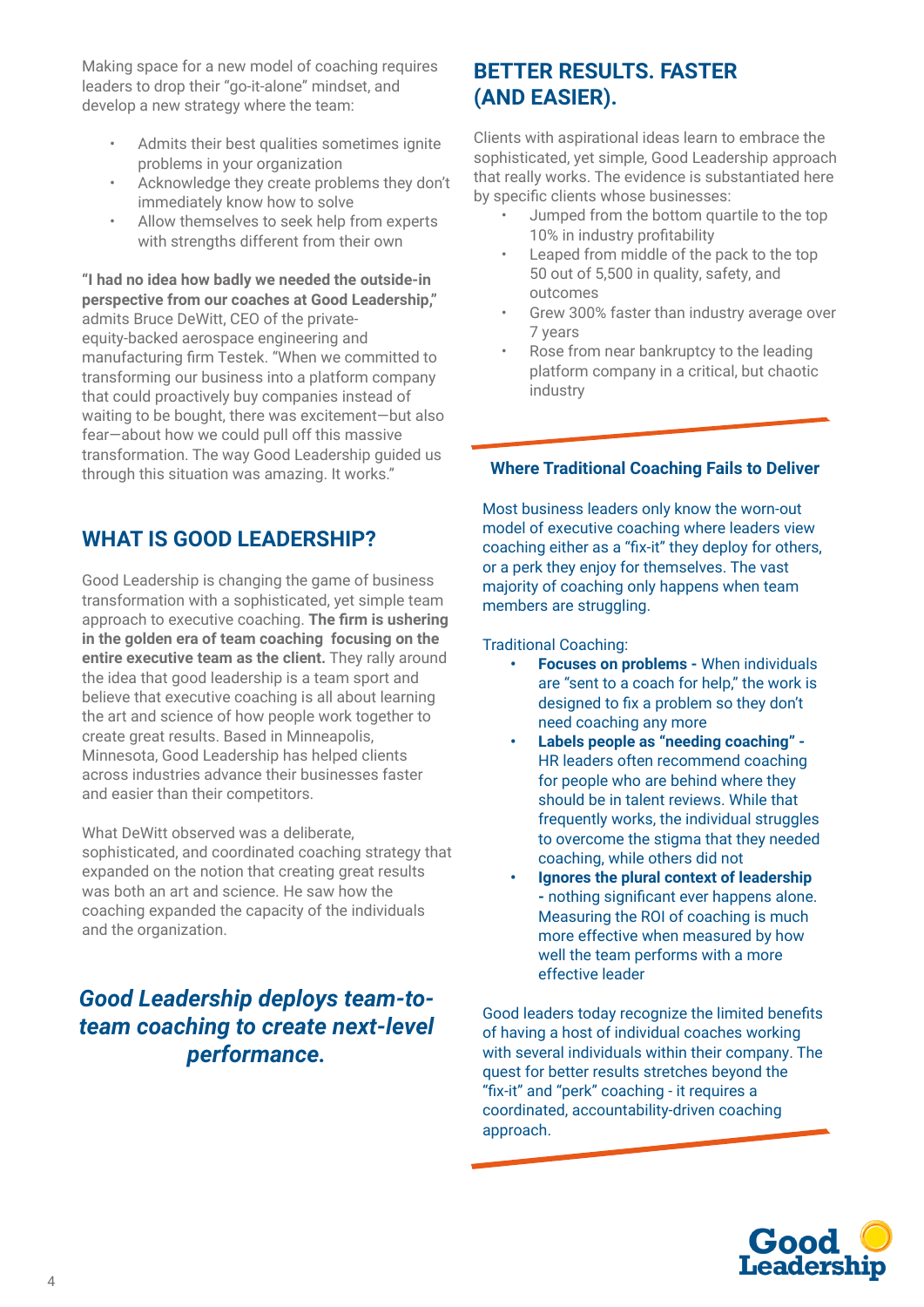Making space for a new model of coaching requires leaders to drop their "go-it-alone" mindset, and develop a new strategy where the team:

- Admits their best qualities sometimes ignite problems in your organization
- Acknowledge they create problems they don't immediately know how to solve
- Allow themselves to seek help from experts with strengths different from their own

**"I had no idea how badly we needed the outside-in perspective from our coaches at Good Leadership,"** admits Bruce DeWitt, CEO of the private-equity-backed aerospace engineering and manufacturing firm Testek. "When we committed to transforming our business into a platform company that could proactively buy companies instead of waiting to be bought, there was excitement—but also fear—about how we could pull off this massive transformation. The way Good Leadership guided us through this situation was amazing. It works."

## WHAT IS GOOD LEADERSHIP?

Good Leadership is changing the game of business transformation with a sophisticated, yet simple team approach to executive coaching. **The firm is ushering in the golden era of team coaching focusing on the entire executive team as the client.** They rally around the idea that good leadership is a team sport and believe that executive coaching is all about learning the art and science of how people work together to create great results. Based in Minneapolis, Minnesota, Good Leadership has helped clients across industries advance their businesses faster and easier than their competitors.

What DeWitt observed was a deliberate, sophisticated, and coordinated coaching strategy that expanded on the notion that creating great results was both an art and science. He saw how the coaching expanded the capacity of the individuals and the organization.

***Good Leadership deploys team-to-team coaching to create next-level performance.***

## BETTER RESULTS. FASTER (AND EASIER).

Clients with aspirational ideas learn to embrace the sophisticated, yet simple, Good Leadership approach that really works. The evidence is substantiated here by specific clients whose businesses:

- Jumped from the bottom quartile to the top 10% in industry profitability
- Leaped from middle of the pack to the top 50 out of 5,500 in quality, safety, and outcomes
- Grew 300% faster than industry average over 7 years
- Rose from near bankruptcy to the leading platform company in a critical, but chaotic industry

### Where Traditional Coaching Fails to Deliver

Most business leaders only know the worn-out model of executive coaching where leaders view coaching either as a "fix-it" they deploy for others, or a perk they enjoy for themselves. The vast majority of coaching only happens when team members are struggling.

Traditional Coaching:

- **Focuses on problems -** When individuals are "sent to a coach for help," the work is designed to fix a problem so they don't need coaching any more
- **Labels people as "needing coaching" -** HR leaders often recommend coaching for people who are behind where they should be in talent reviews. While that frequently works, the individual struggles to overcome the stigma that they needed coaching, while others did not
- **Ignores the plural context of leadership -** nothing significant ever happens alone. Measuring the ROI of coaching is much more effective when measured by how well the team performs with a more effective leader

Good leaders today recognize the limited benefits of having a host of individual coaches working with several individuals within their company. The quest for better results stretches beyond the "fix-it" and "perk" coaching - it requires a coordinated, accountability-driven coaching approach.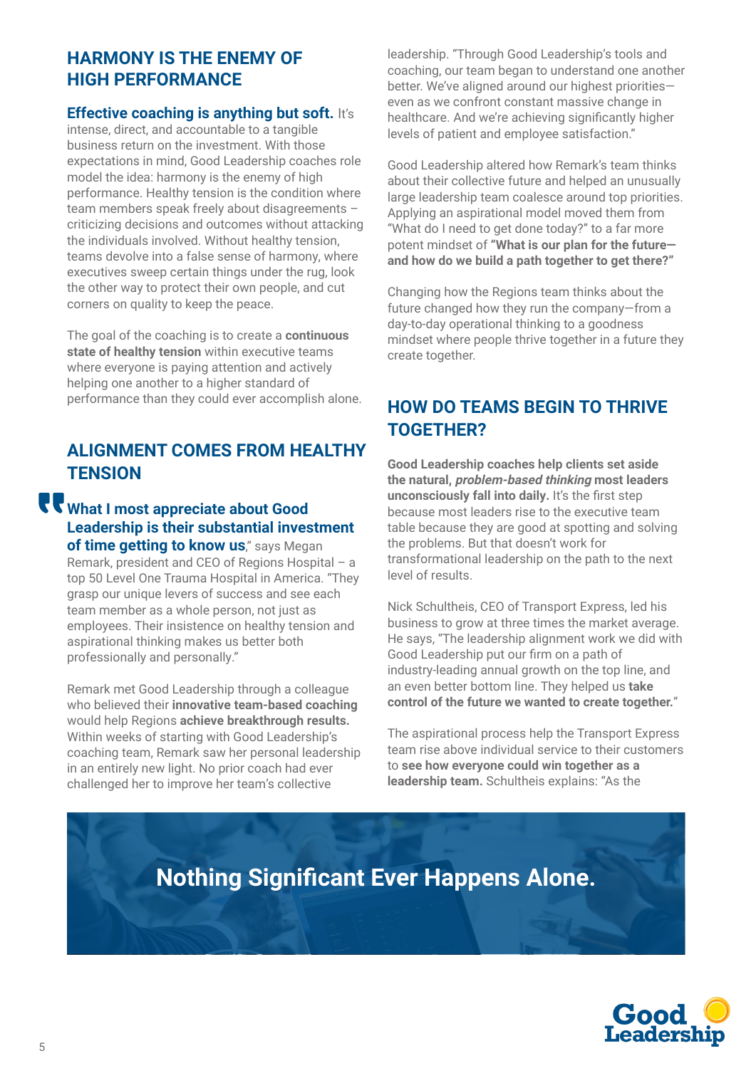## HARMONY IS THE ENEMY OF HIGH PERFORMANCE

**Effective coaching is anything but soft.** It's intense, direct, and accountable to a tangible business return on the investment. With those expectations in mind, Good Leadership coaches role model the idea: harmony is the enemy of high performance. Healthy tension is the condition where team members speak freely about disagreements – criticizing decisions and outcomes without attacking the individuals involved. Without healthy tension, teams devolve into a false sense of harmony, where executives sweep certain things under the rug, look the other way to protect their own people, and cut corners on quality to keep the peace.

The goal of the coaching is to create a **continuous state of healthy tension** within executive teams where everyone is paying attention and actively helping one another to a higher standard of performance than they could ever accomplish alone.

## ALIGNMENT COMES FROM HEALTHY TENSION

"**What I most appreciate about Good Leadership is their substantial investment of time getting to know us**," says Megan Remark, president and CEO of Regions Hospital – a top 50 Level One Trauma Hospital in America. "They grasp our unique levers of success and see each team member as a whole person, not just as employees. Their insistence on healthy tension and aspirational thinking makes us better both professionally and personally."

Remark met Good Leadership through a colleague who believed their **innovative team-based coaching** would help Regions **achieve breakthrough results.** Within weeks of starting with Good Leadership's coaching team, Remark saw her personal leadership in an entirely new light. No prior coach had ever challenged her to improve her team's collective leadership. "Through Good Leadership's tools and coaching, our team began to understand one another better. We've aligned around our highest priorities—even as we confront constant massive change in healthcare. And we're achieving significantly higher levels of patient and employee satisfaction."

Good Leadership altered how Remark's team thinks about their collective future and helped an unusually large leadership team coalesce around top priorities. Applying an aspirational model moved them from "What do I need to get done today?" to a far more potent mindset of **"What is our plan for the future—and how do we build a path together to get there?"**

Changing how the Regions team thinks about the future changed how they run the company—from a day-to-day operational thinking to a goodness mindset where people thrive together in a future they create together.

## HOW DO TEAMS BEGIN TO THRIVE TOGETHER?

**Good Leadership coaches help clients set aside the natural, *problem-based thinking* most leaders unconsciously fall into daily.** It's the first step because most leaders rise to the executive team table because they are good at spotting and solving the problems. But that doesn't work for transformational leadership on the path to the next level of results.

Nick Schultheis, CEO of Transport Express, led his business to grow at three times the market average. He says, "The leadership alignment work we did with Good Leadership put our firm on a path of industry-leading annual growth on the top line, and an even better bottom line. They helped us **take control of the future we wanted to create together.**"

The aspirational process help the Transport Express team rise above individual service to their customers to **see how everyone could win together as a leadership team.** Schultheis explains: "As the

**Nothing Significant Ever Happens Alone.**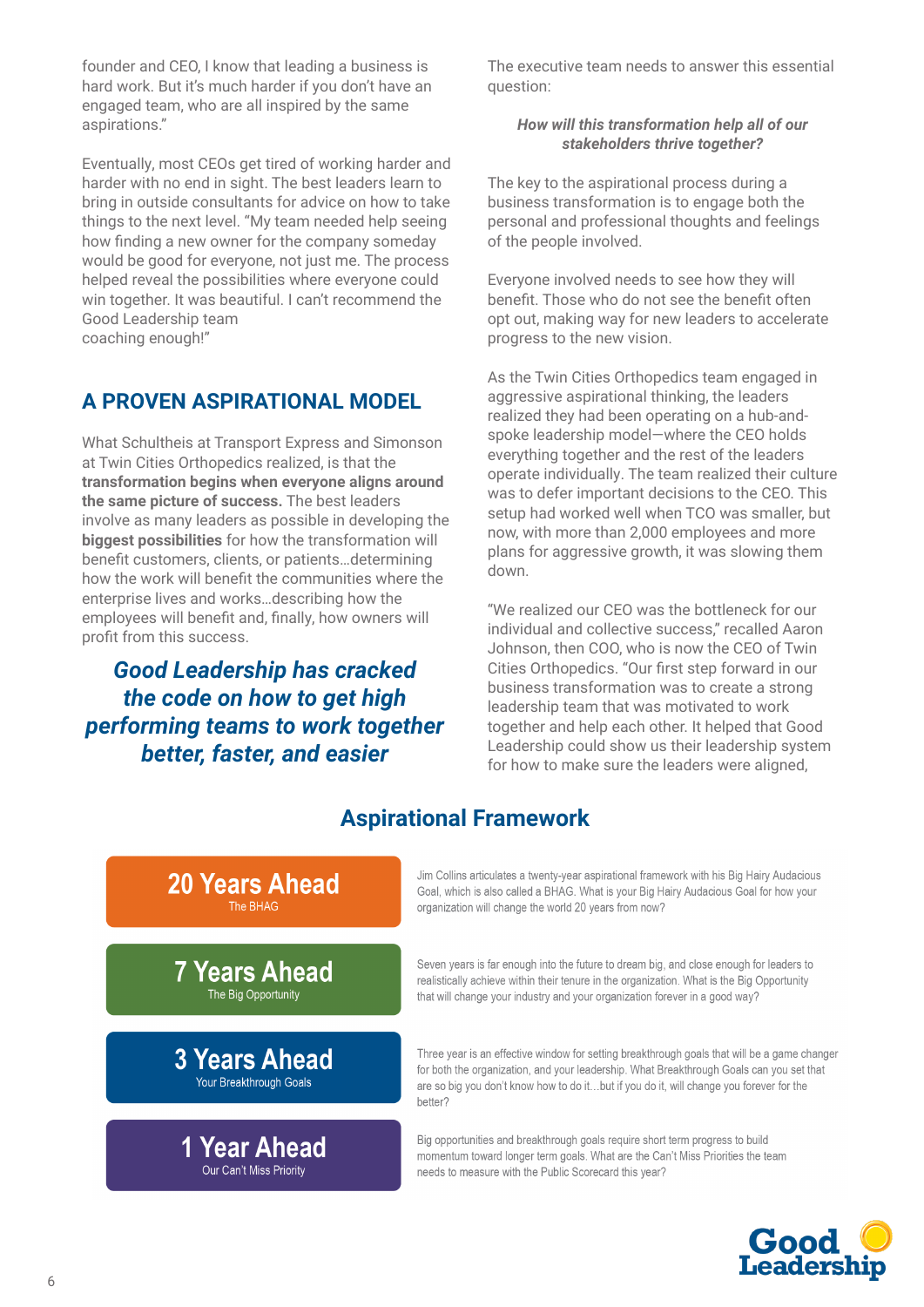founder and CEO, I know that leading a business is hard work. But it's much harder if you don't have an engaged team, who are all inspired by the same aspirations."

Eventually, most CEOs get tired of working harder and harder with no end in sight. The best leaders learn to bring in outside consultants for advice on how to take things to the next level. "My team needed help seeing how finding a new owner for the company someday would be good for everyone, not just me. The process helped reveal the possibilities where everyone could win together. It was beautiful. I can't recommend the Good Leadership team coaching enough!"

## A PROVEN ASPIRATIONAL MODEL

What Schultheis at Transport Express and Simonson at Twin Cities Orthopedics realized, is that the **transformation begins when everyone aligns around the same picture of success.** The best leaders involve as many leaders as possible in developing the **biggest possibilities** for how the transformation will benefit customers, clients, or patients…determining how the work will benefit the communities where the enterprise lives and works…describing how the employees will benefit and, finally, how owners will profit from this success.

***Good Leadership has cracked the code on how to get high performing teams to work together better, faster, and easier***

The executive team needs to answer this essential question:

***How will this transformation help all of our stakeholders thrive together?***

The key to the aspirational process during a business transformation is to engage both the personal and professional thoughts and feelings of the people involved.

Everyone involved needs to see how they will benefit. Those who do not see the benefit often opt out, making way for new leaders to accelerate progress to the new vision.

As the Twin Cities Orthopedics team engaged in aggressive aspirational thinking, the leaders realized they had been operating on a hub-and-spoke leadership model—where the CEO holds everything together and the rest of the leaders operate individually. The team realized their culture was to defer important decisions to the CEO. This setup had worked well when TCO was smaller, but now, with more than 2,000 employees and more plans for aggressive growth, it was slowing them down.

"We realized our CEO was the bottleneck for our individual and collective success," recalled Aaron Johnson, then COO, who is now the CEO of Twin Cities Orthopedics. "Our first step forward in our business transformation was to create a strong leadership team that was motivated to work together and help each other. It helped that Good Leadership could show us their leadership system for how to make sure the leaders were aligned,

## Aspirational Framework

| | |
|---|---|
| **20 Years Ahead** The BHAG | Jim Collins articulates a twenty-year aspirational framework with his Big Hairy Audacious Goal, which is also called a BHAG. What is your Big Hairy Audacious Goal for how your organization will change the world 20 years from now? |
| **7 Years Ahead** The Big Opportunity | Seven years is far enough into the future to dream big, and close enough for leaders to realistically achieve within their tenure in the organization. What is the Big Opportunity that will change your industry and your organization forever in a good way? |
| **3 Years Ahead** Your Breakthrough Goals | Three year is an effective window for setting breakthrough goals that will be a game changer for both the organization, and your leadership. What Breakthrough Goals can you set that are so big you don't know how to do it…but if you do it, will change you forever for the better? |
| **1 Year Ahead** Our Can't Miss Priority | Big opportunities and breakthrough goals require short term progress to build momentum toward longer term goals. What are the Can't Miss Priorities the team needs to measure with the Public Scorecard this year? |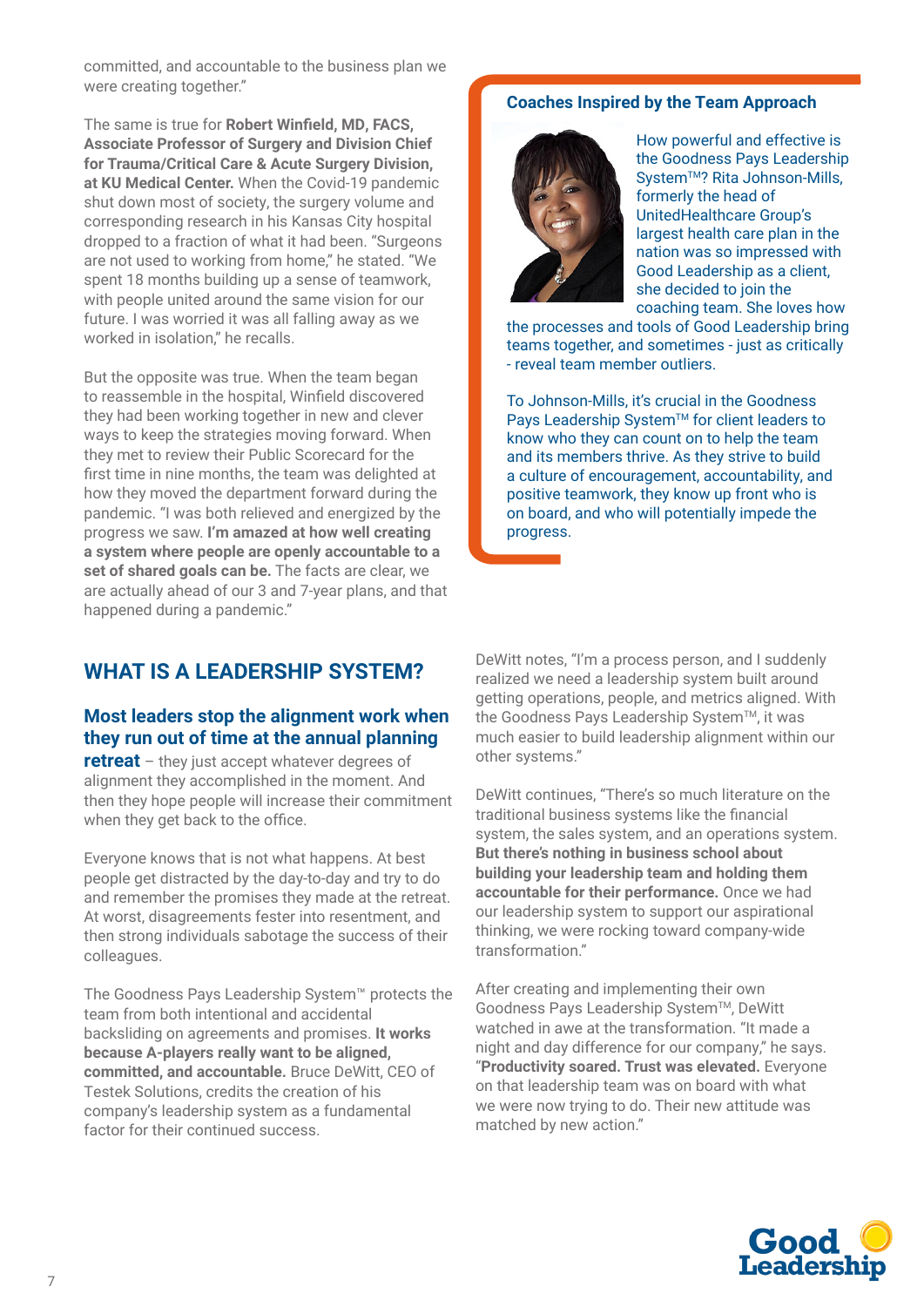committed, and accountable to the business plan we were creating together."

The same is true for **Robert Winfield, MD, FACS, Associate Professor of Surgery and Division Chief for Trauma/Critical Care & Acute Surgery Division, at KU Medical Center.** When the Covid-19 pandemic shut down most of society, the surgery volume and corresponding research in his Kansas City hospital dropped to a fraction of what it had been. "Surgeons are not used to working from home," he stated. "We spent 18 months building up a sense of teamwork, with people united around the same vision for our future. I was worried it was all falling away as we worked in isolation," he recalls.

But the opposite was true. When the team began to reassemble in the hospital, Winfield discovered they had been working together in new and clever ways to keep the strategies moving forward. When they met to review their Public Scorecard for the first time in nine months, the team was delighted at how they moved the department forward during the pandemic. "I was both relieved and energized by the progress we saw. **I'm amazed at how well creating a system where people are openly accountable to a set of shared goals can be.** The facts are clear, we are actually ahead of our 3 and 7-year plans, and that happened during a pandemic."

### Coaches Inspired by the Team Approach

How powerful and effective is the Goodness Pays Leadership System™? Rita Johnson-Mills, formerly the head of UnitedHealthcare Group's largest health care plan in the nation was so impressed with Good Leadership as a client, she decided to join the coaching team. She loves how the processes and tools of Good Leadership bring teams together, and sometimes - just as critically - reveal team member outliers.

To Johnson-Mills, it's crucial in the Goodness Pays Leadership System™ for client leaders to know who they can count on to help the team and its members thrive. As they strive to build a culture of encouragement, accountability, and positive teamwork, they know up front who is on board, and who will potentially impede the progress.

## WHAT IS A LEADERSHIP SYSTEM?

**Most leaders stop the alignment work when they run out of time at the annual planning retreat** – they just accept whatever degrees of alignment they accomplished in the moment. And then they hope people will increase their commitment when they get back to the office.

Everyone knows that is not what happens. At best people get distracted by the day-to-day and try to do and remember the promises they made at the retreat. At worst, disagreements fester into resentment, and then strong individuals sabotage the success of their colleagues.

The Goodness Pays Leadership System™ protects the team from both intentional and accidental backsliding on agreements and promises. **It works because A-players really want to be aligned, committed, and accountable.** Bruce DeWitt, CEO of Testek Solutions, credits the creation of his company's leadership system as a fundamental factor for their continued success.

DeWitt notes, "I'm a process person, and I suddenly realized we need a leadership system built around getting operations, people, and metrics aligned. With the Goodness Pays Leadership System™, it was much easier to build leadership alignment within our other systems."

DeWitt continues, "There's so much literature on the traditional business systems like the financial system, the sales system, and an operations system. **But there's nothing in business school about building your leadership team and holding them accountable for their performance.** Once we had our leadership system to support our aspirational thinking, we were rocking toward company-wide transformation."

After creating and implementing their own Goodness Pays Leadership System™, DeWitt watched in awe at the transformation. "It made a night and day difference for our company," he says. "**Productivity soared. Trust was elevated.** Everyone on that leadership team was on board with what we were now trying to do. Their new attitude was matched by new action."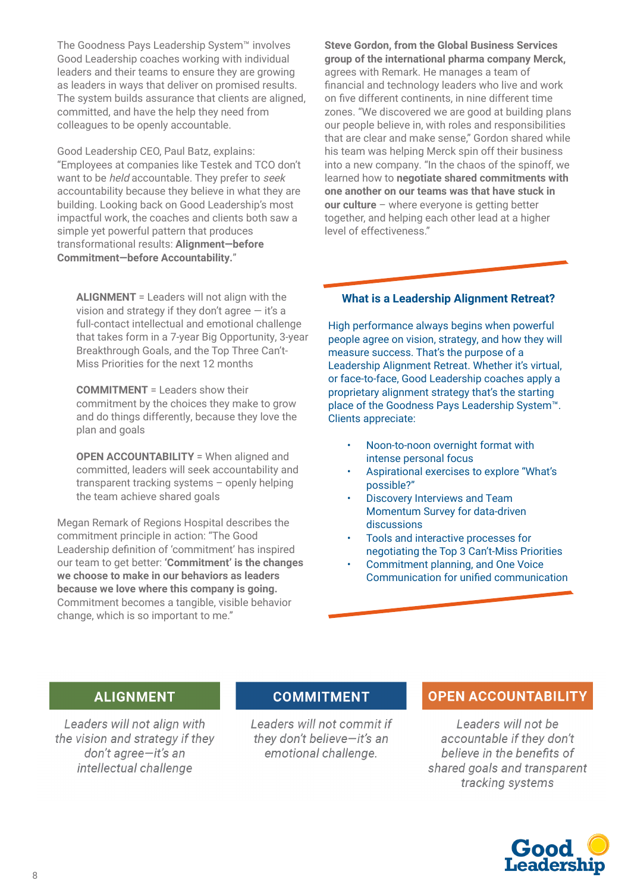The Goodness Pays Leadership System™ involves Good Leadership coaches working with individual leaders and their teams to ensure they are growing as leaders in ways that deliver on promised results. The system builds assurance that clients are aligned, committed, and have the help they need from colleagues to be openly accountable.

Good Leadership CEO, Paul Batz, explains: "Employees at companies like Testek and TCO don't want to be *held* accountable. They prefer to *seek* accountability because they believe in what they are building. Looking back on Good Leadership's most impactful work, the coaches and clients both saw a simple yet powerful pattern that produces transformational results: **Alignment—before Commitment—before Accountability.**"

**ALIGNMENT** = Leaders will not align with the vision and strategy if they don't agree — it's a full-contact intellectual and emotional challenge that takes form in a 7-year Big Opportunity, 3-year Breakthrough Goals, and the Top Three Can't-Miss Priorities for the next 12 months

**COMMITMENT** = Leaders show their commitment by the choices they make to grow and do things differently, because they love the plan and goals

**OPEN ACCOUNTABILITY** = When aligned and committed, leaders will seek accountability and transparent tracking systems – openly helping the team achieve shared goals

Megan Remark of Regions Hospital describes the commitment principle in action: "The Good Leadership definition of 'commitment' has inspired our team to get better: **'Commitment' is the changes we choose to make in our behaviors as leaders because we love where this company is going.** Commitment becomes a tangible, visible behavior change, which is so important to me."

**Steve Gordon, from the Global Business Services group of the international pharma company Merck,** agrees with Remark. He manages a team of financial and technology leaders who live and work on five different continents, in nine different time zones. "We discovered we are good at building plans our people believe in, with roles and responsibilities that are clear and make sense," Gordon shared while his team was helping Merck spin off their business into a new company. "In the chaos of the spinoff, we learned how to **negotiate shared commitments with one another on our teams was that have stuck in our culture** – where everyone is getting better together, and helping each other lead at a higher level of effectiveness."

### What is a Leadership Alignment Retreat?

High performance always begins when powerful people agree on vision, strategy, and how they will measure success. That's the purpose of a Leadership Alignment Retreat. Whether it's virtual, or face-to-face, Good Leadership coaches apply a proprietary alignment strategy that's the starting place of the Goodness Pays Leadership System™. Clients appreciate:

- Noon-to-noon overnight format with intense personal focus
- Aspirational exercises to explore "What's possible?"
- Discovery Interviews and Team Momentum Survey for data-driven discussions
- Tools and interactive processes for negotiating the Top 3 Can't-Miss Priorities
- Commitment planning, and One Voice Communication for unified communication

**ALIGNMENT**

*Leaders will not align with the vision and strategy if they don't agree—it's an intellectual challenge*

**COMMITMENT**

*Leaders will not commit if they don't believe—it's an emotional challenge.*

**OPEN ACCOUNTABILITY**

*Leaders will not be accountable if they don't believe in the shared goals and transparent tracking systems*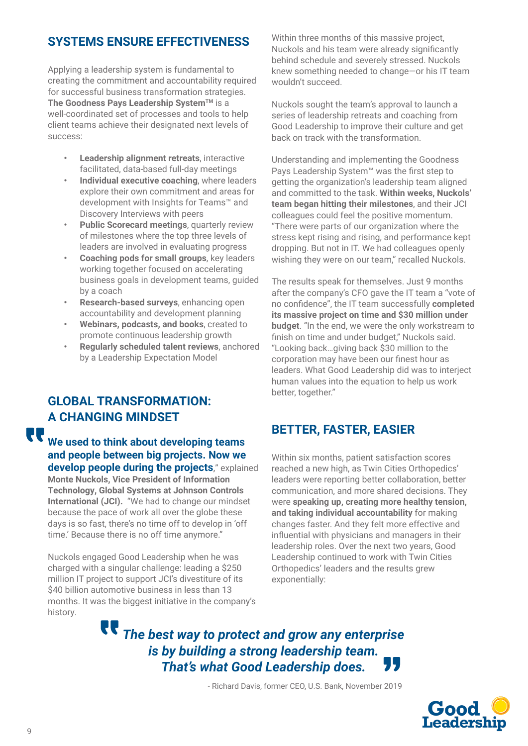## SYSTEMS ENSURE EFFECTIVENESS

Applying a leadership system is fundamental to creating the commitment and accountability required for successful business transformation strategies. **The Goodness Pays Leadership System™** is a well-coordinated set of processes and tools to help client teams achieve their designated next levels of success:

- **Leadership alignment retreats**, interactive facilitated, data-based full-day meetings
- **Individual executive coaching**, where leaders explore their own commitment and areas for development with Insights for Teams™ and Discovery Interviews with peers
- **Public Scorecard meetings**, quarterly review of milestones where the top three levels of leaders are involved in evaluating progress
- **Coaching pods for small groups**, key leaders working together focused on accelerating business goals in development teams, guided by a coach
- **Research-based surveys**, enhancing open accountability and development planning
- **Webinars, podcasts, and books**, created to promote continuous leadership growth
- **Regularly scheduled talent reviews**, anchored by a Leadership Expectation Model

## GLOBAL TRANSFORMATION: A CHANGING MINDSET

"**We used to think about developing teams and people between big projects. Now we develop people during the projects**," explained **Monte Nuckols, Vice President of Information Technology, Global Systems at Johnson Controls International (JCI).** "We had to change our mindset because the pace of work all over the globe these days is so fast, there's no time off to develop in 'off time.' Because there is no off time anymore."

Nuckols engaged Good Leadership when he was charged with a singular challenge: leading a $250 million IT project to support JCI's divestiture of its $40 billion automotive business in less than 13 months. It was the biggest initiative in the company's history.

Within three months of this massive project, Nuckols and his team were already significantly behind schedule and severely stressed. Nuckols knew something needed to change—or his IT team wouldn't succeed.

Nuckols sought the team's approval to launch a series of leadership retreats and coaching from Good Leadership to improve their culture and get back on track with the transformation.

Understanding and implementing the Goodness Pays Leadership System™ was the first step to getting the organization's leadership team aligned and committed to the task. **Within weeks, Nuckols' team began hitting their milestones**, and their JCI colleagues could feel the positive momentum. "There were parts of our organization where the stress kept rising and rising, and performance kept dropping. But not in IT. We had colleagues openly wishing they were on our team," recalled Nuckols.

The results speak for themselves. Just 9 months after the company's CFO gave the IT team a "vote of no confidence", the IT team successfully **completed its massive project on time and $30 million under budget**. "In the end, we were the only workstream to finish on time and under budget," Nuckols said. "Looking back…giving back $30 million to the corporation may have been our finest hour as leaders. What Good Leadership did was to interject human values into the equation to help us work better, together."

## BETTER, FASTER, EASIER

Within six months, patient satisfaction scores reached a new high, as Twin Cities Orthopedics' leaders were reporting better collaboration, better communication, and more shared decisions. They were **speaking up, creating more healthy tension, and taking individual accountability** for making changes faster. And they felt more effective and influential with physicians and managers in their leadership roles. Over the next two years, Good Leadership continued to work with Twin Cities Orthopedics' leaders and the results grew exponentially:

> ***"The best way to protect and grow any enterprise is by building a strong leadership team. That's what Good Leadership does."***
>
> \- Richard Davis, former CEO, U.S. Bank, November 2019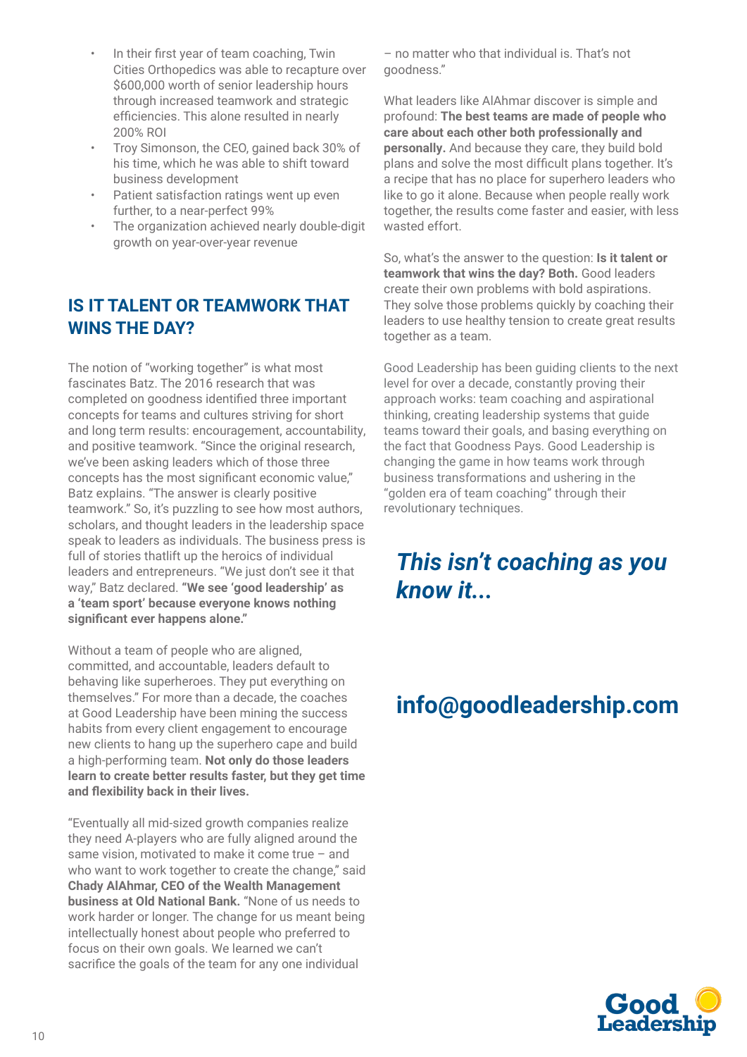- In their first year of team coaching, Twin Cities Orthopedics was able to recapture over $600,000 worth of senior leadership hours through increased teamwork and strategic efficiencies. This alone resulted in nearly 200% ROI
- Troy Simonson, the CEO, gained back 30% of his time, which he was able to shift toward business development
- Patient satisfaction ratings went up even further, to a near-perfect 99%
- The organization achieved nearly double-digit growth on year-over-year revenue

## IS IT TALENT OR TEAMWORK THAT WINS THE DAY?

The notion of "working together" is what most fascinates Batz. The 2016 research that was completed on goodness identified three important concepts for teams and cultures striving for short and long term results: encouragement, accountability, and positive teamwork. "Since the original research, we've been asking leaders which of those three concepts has the most significant economic value," Batz explains. "The answer is clearly positive teamwork." So, it's puzzling to see how most authors, scholars, and thought leaders in the leadership space speak to leaders as individuals. The business press is full of stories thatlift up the heroics of individual leaders and entrepreneurs. "We just don't see it that way," Batz declared. **"We see 'good leadership' as a 'team sport' because everyone knows nothing significant ever happens alone."**

Without a team of people who are aligned, committed, and accountable, leaders default to behaving like superheroes. They put everything on themselves." For more than a decade, the coaches at Good Leadership have been mining the success habits from every client engagement to encourage new clients to hang up the superhero cape and build a high-performing team. **Not only do those leaders learn to create better results faster, but they get time and flexibility back in their lives.**

"Eventually all mid-sized growth companies realize they need A-players who are fully aligned around the same vision, motivated to make it come true – and who want to work together to create the change," said **Chady AlAhmar, CEO of the Wealth Management business at Old National Bank.** "None of us needs to work harder or longer. The change for us meant being intellectually honest about people who preferred to focus on their own goals. We learned we can't sacrifice the goals of the team for any one individual – no matter who that individual is. That's not goodness."

What leaders like AlAhmar discover is simple and profound: **The best teams are made of people who care about each other both professionally and personally.** And because they care, they build bold plans and solve the most difficult plans together. It's a recipe that has no place for superhero leaders who like to go it alone. Because when people really work together, the results come faster and easier, with less wasted effort.

So, what's the answer to the question: **Is it talent or teamwork that wins the day? Both.** Good leaders create their own problems with bold aspirations. They solve those problems quickly by coaching their leaders to use healthy tension to create great results together as a team.

Good Leadership has been guiding clients to the next level for over a decade, constantly proving their approach works: team coaching and aspirational thinking, creating leadership systems that guide teams toward their goals, and basing everything on the fact that Goodness Pays. Good Leadership is changing the game in how teams work through business transformations and ushering in the "golden era of team coaching" through their revolutionary techniques.

## *This isn't coaching as you know it...*

## info@goodleadership.com

Good Leadership